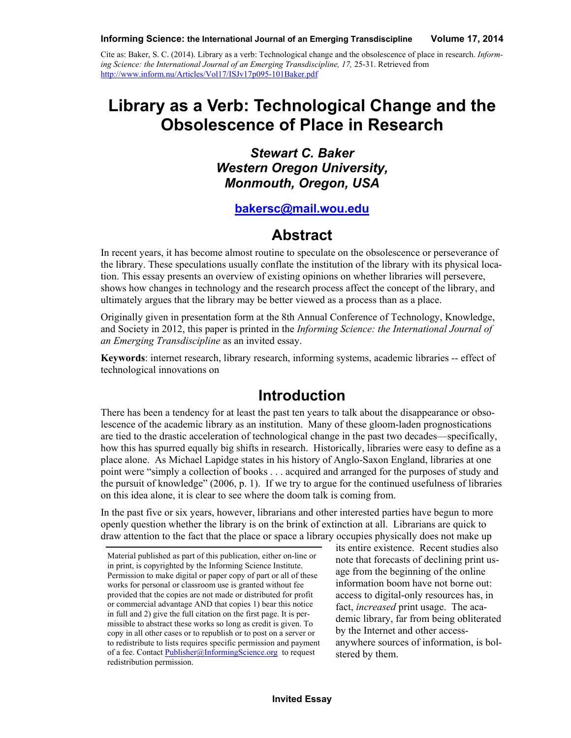Cite as: Baker, S. C. (2014). Library as a verb: Technological change and the obsolescence of place in research. *Informing Science: the International Journal of an Emerging Transdiscipline, 17,* 25-31. Retrieved from http://www.inform.nu/Articles/Vol17/ISJv17p095-101Baker.pdf

# Library as a Verb: Technological Change and the Obsolescence of Place in Research

***Stewart C. Baker***
***Western Oregon University, Monmouth, Oregon, USA***

**bakersc@mail.wou.edu**

## Abstract

In recent years, it has become almost routine to speculate on the obsolescence or perseverance of the library. These speculations usually conflate the institution of the library with its physical location. This essay presents an overview of existing opinions on whether libraries will persevere, shows how changes in technology and the research process affect the concept of the library, and ultimately argues that the library may be better viewed as a process than as a place.

Originally given in presentation form at the 8th Annual Conference of Technology, Knowledge, and Society in 2012, this paper is printed in the *Informing Science: the International Journal of an Emerging Transdiscipline* as an invited essay.

**Keywords**: internet research, library research, informing systems, academic libraries -- effect of technological innovations on

## Introduction

There has been a tendency for at least the past ten years to talk about the disappearance or obsolescence of the academic library as an institution. Many of these gloom-laden prognostications are tied to the drastic acceleration of technological change in the past two decades—specifically, how this has spurred equally big shifts in research. Historically, libraries were easy to define as a place alone. As Michael Lapidge states in his history of Anglo-Saxon England, libraries at one point were "simply a collection of books . . . acquired and arranged for the purposes of study and the pursuit of knowledge" (2006, p. 1). If we try to argue for the continued usefulness of libraries on this idea alone, it is clear to see where the doom talk is coming from.

In the past five or six years, however, librarians and other interested parties have begun to more openly question whether the library is on the brink of extinction at all. Librarians are quick to draw attention to the fact that the place or space a library occupies physically does not make up its entire existence. Recent studies also note that forecasts of declining print usage from the beginning of the online information boom have not borne out: access to digital-only resources has, in fact, *increased* print usage. The academic library, far from being obliterated by the Internet and other access-anywhere sources of information, is bolstered by them.

Material published as part of this publication, either on-line or in print, is copyrighted by the Informing Science Institute. Permission to make digital or paper copy of part or all of these works for personal or classroom use is granted without fee provided that the copies are not made or distributed for profit or commercial advantage AND that copies 1) bear this notice in full and 2) give the full citation on the first page. It is permissible to abstract these works so long as credit is given. To copy in all other cases or to republish or to post on a server or to redistribute to lists requires specific permission and payment of a fee. Contact Publisher@InformingScience.org to request redistribution permission.

Invited Essay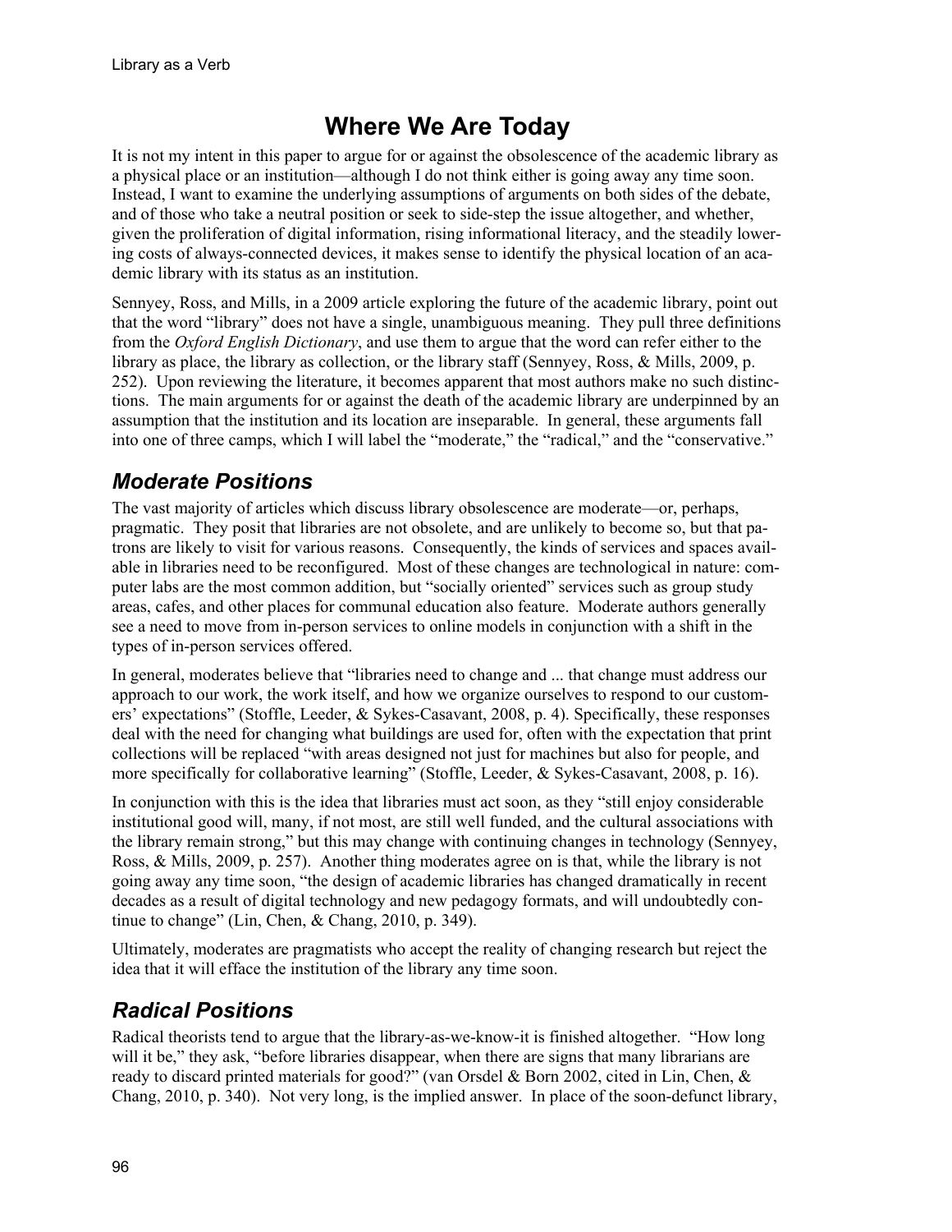# Where We Are Today

It is not my intent in this paper to argue for or against the obsolescence of the academic library as a physical place or an institution—although I do not think either is going away any time soon. Instead, I want to examine the underlying assumptions of arguments on both sides of the debate, and of those who take a neutral position or seek to side-step the issue altogether, and whether, given the proliferation of digital information, rising informational literacy, and the steadily lowering costs of always-connected devices, it makes sense to identify the physical location of an academic library with its status as an institution.

Sennyey, Ross, and Mills, in a 2009 article exploring the future of the academic library, point out that the word "library" does not have a single, unambiguous meaning. They pull three definitions from the *Oxford English Dictionary*, and use them to argue that the word can refer either to the library as place, the library as collection, or the library staff (Sennyey, Ross, & Mills, 2009, p. 252). Upon reviewing the literature, it becomes apparent that most authors make no such distinctions. The main arguments for or against the death of the academic library are underpinned by an assumption that the institution and its location are inseparable. In general, these arguments fall into one of three camps, which I will label the "moderate," the "radical," and the "conservative."

## *Moderate Positions*

The vast majority of articles which discuss library obsolescence are moderate—or, perhaps, pragmatic. They posit that libraries are not obsolete, and are unlikely to become so, but that patrons are likely to visit for various reasons. Consequently, the kinds of services and spaces available in libraries need to be reconfigured. Most of these changes are technological in nature: computer labs are the most common addition, but "socially oriented" services such as group study areas, cafes, and other places for communal education also feature. Moderate authors generally see a need to move from in-person services to online models in conjunction with a shift in the types of in-person services offered.

In general, moderates believe that "libraries need to change and ... that change must address our approach to our work, the work itself, and how we organize ourselves to respond to our customers' expectations" (Stoffle, Leeder, & Sykes-Casavant, 2008, p. 4). Specifically, these responses deal with the need for changing what buildings are used for, often with the expectation that print collections will be replaced "with areas designed not just for machines but also for people, and more specifically for collaborative learning" (Stoffle, Leeder, & Sykes-Casavant, 2008, p. 16).

In conjunction with this is the idea that libraries must act soon, as they "still enjoy considerable institutional good will, many, if not most, are still well funded, and the cultural associations with the library remain strong," but this may change with continuing changes in technology (Sennyey, Ross, & Mills, 2009, p. 257). Another thing moderates agree on is that, while the library is not going away any time soon, "the design of academic libraries has changed dramatically in recent decades as a result of digital technology and new pedagogy formats, and will undoubtedly continue to change" (Lin, Chen, & Chang, 2010, p. 349).

Ultimately, moderates are pragmatists who accept the reality of changing research but reject the idea that it will efface the institution of the library any time soon.

## *Radical Positions*

Radical theorists tend to argue that the library-as-we-know-it is finished altogether. "How long will it be," they ask, "before libraries disappear, when there are signs that many librarians are ready to discard printed materials for good?" (van Orsdel & Born 2002, cited in Lin, Chen, & Chang, 2010, p. 340). Not very long, is the implied answer. In place of the soon-defunct library,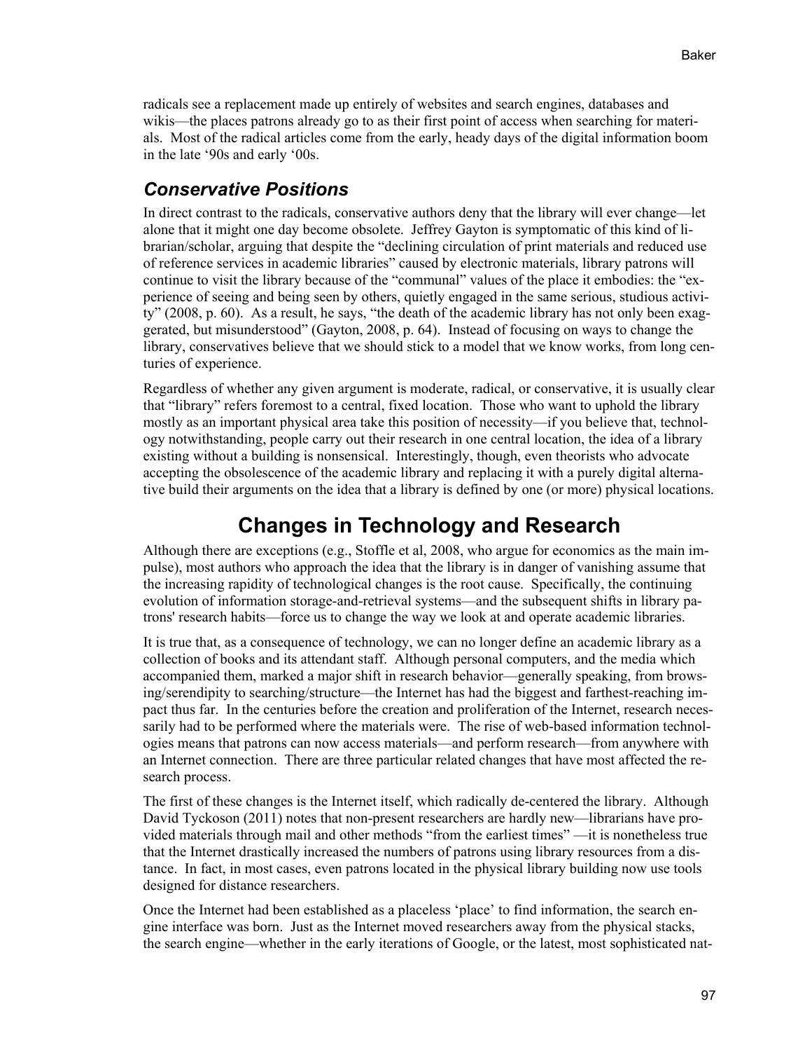radicals see a replacement made up entirely of websites and search engines, databases and wikis—the places patrons already go to as their first point of access when searching for materials. Most of the radical articles come from the early, heady days of the digital information boom in the late '90s and early '00s.

### *Conservative Positions*

In direct contrast to the radicals, conservative authors deny that the library will ever change—let alone that it might one day become obsolete. Jeffrey Gayton is symptomatic of this kind of librarian/scholar, arguing that despite the "declining circulation of print materials and reduced use of reference services in academic libraries" caused by electronic materials, library patrons will continue to visit the library because of the "communal" values of the place it embodies: the "experience of seeing and being seen by others, quietly engaged in the same serious, studious activity" (2008, p. 60). As a result, he says, "the death of the academic library has not only been exaggerated, but misunderstood" (Gayton, 2008, p. 64). Instead of focusing on ways to change the library, conservatives believe that we should stick to a model that we know works, from long centuries of experience.

Regardless of whether any given argument is moderate, radical, or conservative, it is usually clear that "library" refers foremost to a central, fixed location. Those who want to uphold the library mostly as an important physical area take this position of necessity—if you believe that, technology notwithstanding, people carry out their research in one central location, the idea of a library existing without a building is nonsensical. Interestingly, though, even theorists who advocate accepting the obsolescence of the academic library and replacing it with a purely digital alternative build their arguments on the idea that a library is defined by one (or more) physical locations.

## Changes in Technology and Research

Although there are exceptions (e.g., Stoffle et al, 2008, who argue for economics as the main impulse), most authors who approach the idea that the library is in danger of vanishing assume that the increasing rapidity of technological changes is the root cause. Specifically, the continuing evolution of information storage-and-retrieval systems—and the subsequent shifts in library patrons' research habits—force us to change the way we look at and operate academic libraries.

It is true that, as a consequence of technology, we can no longer define an academic library as a collection of books and its attendant staff. Although personal computers, and the media which accompanied them, marked a major shift in research behavior—generally speaking, from browsing/serendipity to searching/structure—the Internet has had the biggest and farthest-reaching impact thus far. In the centuries before the creation and proliferation of the Internet, research necessarily had to be performed where the materials were. The rise of web-based information technologies means that patrons can now access materials—and perform research—from anywhere with an Internet connection. There are three particular related changes that have most affected the research process.

The first of these changes is the Internet itself, which radically de-centered the library. Although David Tyckoson (2011) notes that non-present researchers are hardly new—librarians have provided materials through mail and other methods "from the earliest times" —it is nonetheless true that the Internet drastically increased the numbers of patrons using library resources from a distance. In fact, in most cases, even patrons located in the physical library building now use tools designed for distance researchers.

Once the Internet had been established as a placeless 'place' to find information, the search engine interface was born. Just as the Internet moved researchers away from the physical stacks, the search engine—whether in the early iterations of Google, or the latest, most sophisticated nat-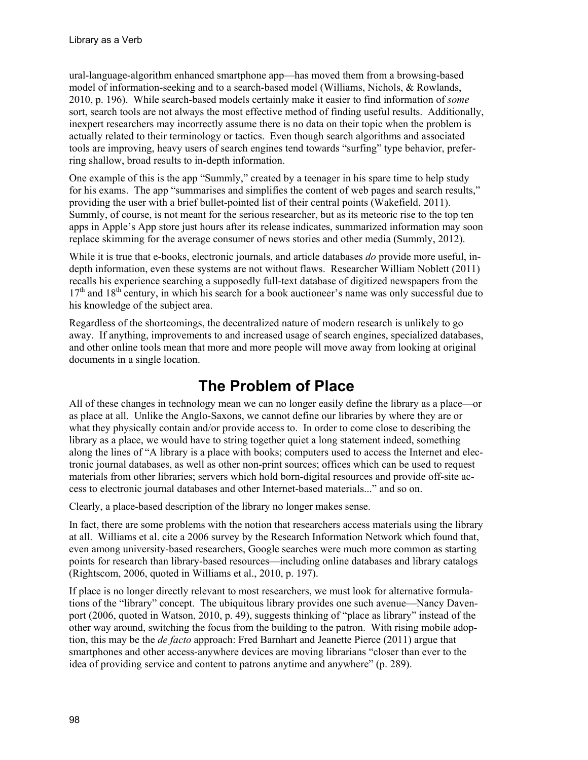ural-language-algorithm enhanced smartphone app—has moved them from a browsing-based model of information-seeking and to a search-based model (Williams, Nichols, & Rowlands, 2010, p. 196). While search-based models certainly make it easier to find information of *some* sort, search tools are not always the most effective method of finding useful results. Additionally, inexpert researchers may incorrectly assume there is no data on their topic when the problem is actually related to their terminology or tactics. Even though search algorithms and associated tools are improving, heavy users of search engines tend towards "surfing" type behavior, preferring shallow, broad results to in-depth information.

One example of this is the app "Summly," created by a teenager in his spare time to help study for his exams. The app "summarises and simplifies the content of web pages and search results," providing the user with a brief bullet-pointed list of their central points (Wakefield, 2011). Summly, of course, is not meant for the serious researcher, but as its meteoric rise to the top ten apps in Apple's App store just hours after its release indicates, summarized information may soon replace skimming for the average consumer of news stories and other media (Summly, 2012).

While it is true that e-books, electronic journals, and article databases *do* provide more useful, in-depth information, even these systems are not without flaws. Researcher William Noblett (2011) recalls his experience searching a supposedly full-text database of digitized newspapers from the 17th and 18th century, in which his search for a book auctioneer's name was only successful due to his knowledge of the subject area.

Regardless of the shortcomings, the decentralized nature of modern research is unlikely to go away. If anything, improvements to and increased usage of search engines, specialized databases, and other online tools mean that more and more people will move away from looking at original documents in a single location.

## The Problem of Place

All of these changes in technology mean we can no longer easily define the library as a place—or as place at all. Unlike the Anglo-Saxons, we cannot define our libraries by where they are or what they physically contain and/or provide access to. In order to come close to describing the library as a place, we would have to string together quiet a long statement indeed, something along the lines of "A library is a place with books; computers used to access the Internet and electronic journal databases, as well as other non-print sources; offices which can be used to request materials from other libraries; servers which hold born-digital resources and provide off-site access to electronic journal databases and other Internet-based materials..." and so on.

Clearly, a place-based description of the library no longer makes sense.

In fact, there are some problems with the notion that researchers access materials using the library at all. Williams et al. cite a 2006 survey by the Research Information Network which found that, even among university-based researchers, Google searches were much more common as starting points for research than library-based resources—including online databases and library catalogs (Rightscom, 2006, quoted in Williams et al., 2010, p. 197).

If place is no longer directly relevant to most researchers, we must look for alternative formulations of the "library" concept. The ubiquitous library provides one such avenue—Nancy Davenport (2006, quoted in Watson, 2010, p. 49), suggests thinking of "place as library" instead of the other way around, switching the focus from the building to the patron. With rising mobile adoption, this may be the *de facto* approach: Fred Barnhart and Jeanette Pierce (2011) argue that smartphones and other access-anywhere devices are moving librarians "closer than ever to the idea of providing service and content to patrons anytime and anywhere" (p. 289).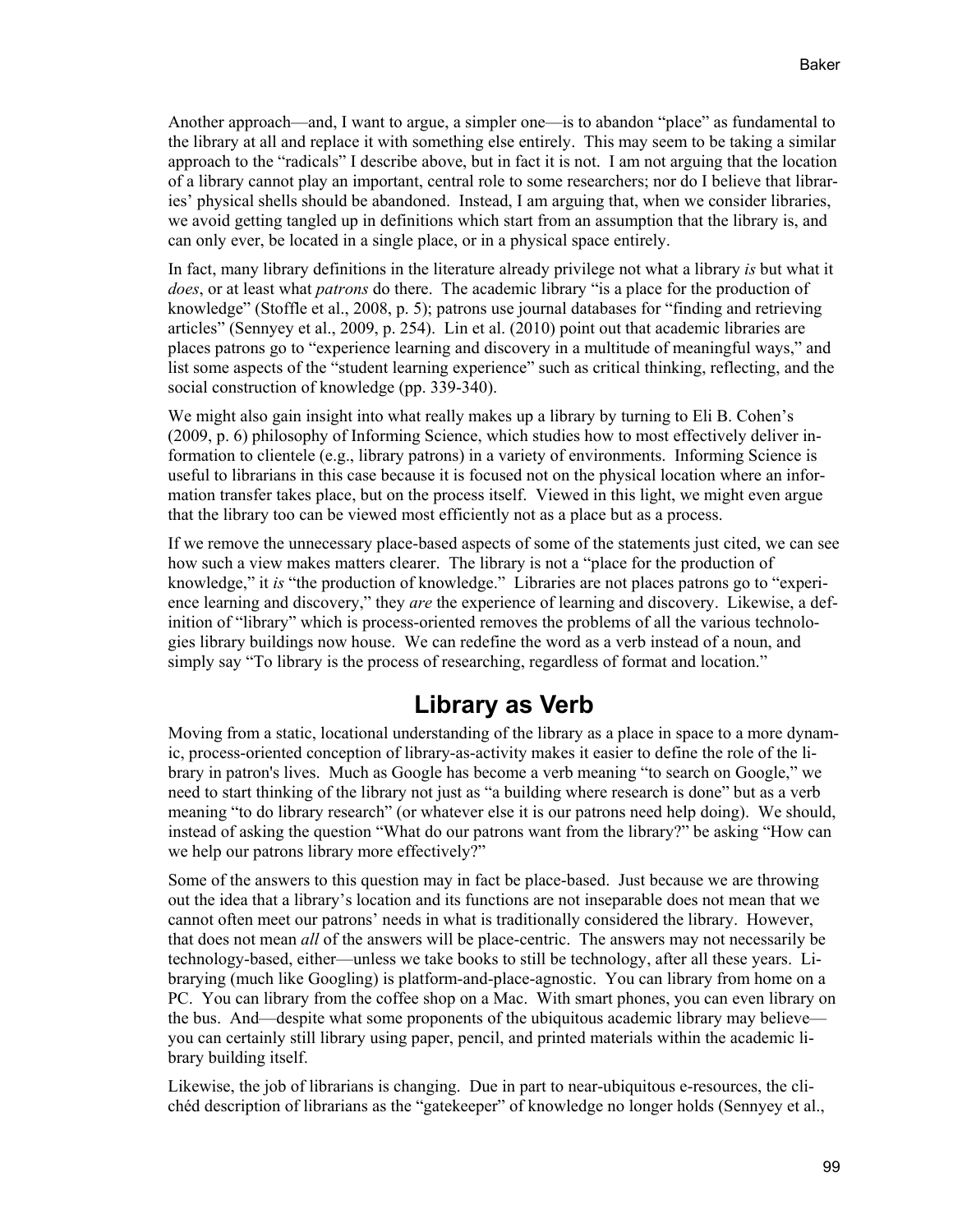Another approach—and, I want to argue, a simpler one—is to abandon "place" as fundamental to the library at all and replace it with something else entirely. This may seem to be taking a similar approach to the "radicals" I describe above, but in fact it is not. I am not arguing that the location of a library cannot play an important, central role to some researchers; nor do I believe that libraries' physical shells should be abandoned. Instead, I am arguing that, when we consider libraries, we avoid getting tangled up in definitions which start from an assumption that the library is, and can only ever, be located in a single place, or in a physical space entirely.

In fact, many library definitions in the literature already privilege not what a library *is* but what it *does*, or at least what *patrons* do there. The academic library "is a place for the production of knowledge" (Stoffle et al., 2008, p. 5); patrons use journal databases for "finding and retrieving articles" (Sennyey et al., 2009, p. 254). Lin et al. (2010) point out that academic libraries are places patrons go to "experience learning and discovery in a multitude of meaningful ways," and list some aspects of the "student learning experience" such as critical thinking, reflecting, and the social construction of knowledge (pp. 339-340).

We might also gain insight into what really makes up a library by turning to Eli B. Cohen's (2009, p. 6) philosophy of Informing Science, which studies how to most effectively deliver information to clientele (e.g., library patrons) in a variety of environments. Informing Science is useful to librarians in this case because it is focused not on the physical location where an information transfer takes place, but on the process itself. Viewed in this light, we might even argue that the library too can be viewed most efficiently not as a place but as a process.

If we remove the unnecessary place-based aspects of some of the statements just cited, we can see how such a view makes matters clearer. The library is not a "place for the production of knowledge," it *is* "the production of knowledge." Libraries are not places patrons go to "experience learning and discovery," they *are* the experience of learning and discovery. Likewise, a definition of "library" which is process-oriented removes the problems of all the various technologies library buildings now house. We can redefine the word as a verb instead of a noun, and simply say "To library is the process of researching, regardless of format and location."

## Library as Verb

Moving from a static, locational understanding of the library as a place in space to a more dynamic, process-oriented conception of library-as-activity makes it easier to define the role of the library in patron's lives. Much as Google has become a verb meaning "to search on Google," we need to start thinking of the library not just as "a building where research is done" but as a verb meaning "to do library research" (or whatever else it is our patrons need help doing). We should, instead of asking the question "What do our patrons want from the library?" be asking "How can we help our patrons library more effectively?"

Some of the answers to this question may in fact be place-based. Just because we are throwing out the idea that a library's location and its functions are not inseparable does not mean that we cannot often meet our patrons' needs in what is traditionally considered the library. However, that does not mean *all* of the answers will be place-centric. The answers may not necessarily be technology-based, either—unless we take books to still be technology, after all these years. Librarying (much like Googling) is platform-and-place-agnostic. You can library from home on a PC. You can library from the coffee shop on a Mac. With smart phones, you can even library on the bus. And—despite what some proponents of the ubiquitous academic library may believe—you can certainly still library using paper, pencil, and printed materials within the academic library building itself.

Likewise, the job of librarians is changing. Due in part to near-ubiquitous e-resources, the clichéd description of librarians as the "gatekeeper" of knowledge no longer holds (Sennyey et al.,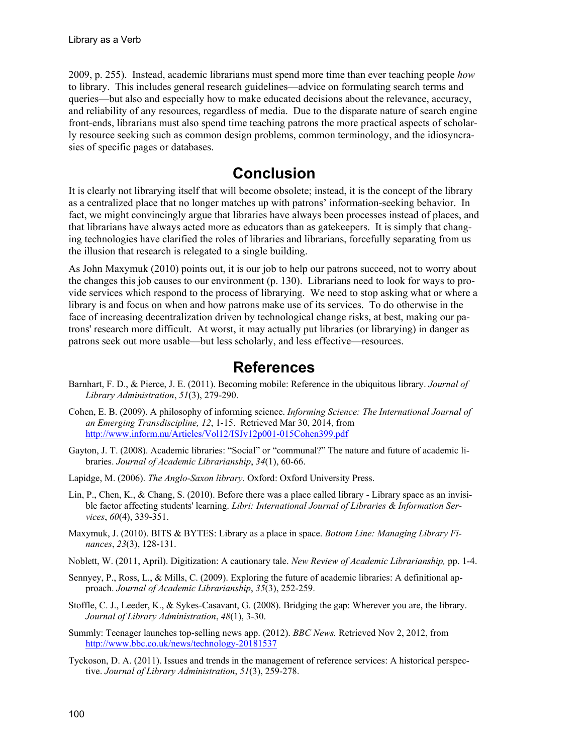2009, p. 255). Instead, academic librarians must spend more time than ever teaching people *how* to library. This includes general research guidelines—advice on formulating search terms and queries—but also and especially how to make educated decisions about the relevance, accuracy, and reliability of any resources, regardless of media. Due to the disparate nature of search engine front-ends, librarians must also spend time teaching patrons the more practical aspects of scholarly resource seeking such as common design problems, common terminology, and the idiosyncrasies of specific pages or databases.

## Conclusion

It is clearly not librarying itself that will become obsolete; instead, it is the concept of the library as a centralized place that no longer matches up with patrons' information-seeking behavior. In fact, we might convincingly argue that libraries have always been processes instead of places, and that librarians have always acted more as educators than as gatekeepers. It is simply that changing technologies have clarified the roles of libraries and librarians, forcefully separating from us the illusion that research is relegated to a single building.

As John Maxymuk (2010) points out, it is our job to help our patrons succeed, not to worry about the changes this job causes to our environment (p. 130). Librarians need to look for ways to provide services which respond to the process of librarying. We need to stop asking what or where a library is and focus on when and how patrons make use of its services. To do otherwise in the face of increasing decentralization driven by technological change risks, at best, making our patrons' research more difficult. At worst, it may actually put libraries (or librarying) in danger as patrons seek out more usable—but less scholarly, and less effective—resources.

## References

Barnhart, F. D., & Pierce, J. E. (2011). Becoming mobile: Reference in the ubiquitous library. *Journal of Library Administration*, *51*(3), 279-290.

Cohen, E. B. (2009). A philosophy of informing science. *Informing Science: The International Journal of an Emerging Transdiscipline, 12*, 1-15. Retrieved Mar 30, 2014, from http://www.inform.nu/Articles/Vol12/ISJv12p001-015Cohen399.pdf

Gayton, J. T. (2008). Academic libraries: "Social" or "communal?" The nature and future of academic libraries. *Journal of Academic Librarianship*, *34*(1), 60-66.

Lapidge, M. (2006). *The Anglo-Saxon library*. Oxford: Oxford University Press.

Lin, P., Chen, K., & Chang, S. (2010). Before there was a place called library - Library space as an invisible factor affecting students' learning. *Libri: International Journal of Libraries & Information Services*, *60*(4), 339-351.

Maxymuk, J. (2010). BITS & BYTES: Library as a place in space. *Bottom Line: Managing Library Finances*, *23*(3), 128-131.

Noblett, W. (2011, April). Digitization: A cautionary tale. *New Review of Academic Librarianship,* pp. 1-4.

Sennyey, P., Ross, L., & Mills, C. (2009). Exploring the future of academic libraries: A definitional approach. *Journal of Academic Librarianship*, *35*(3), 252-259.

Stoffle, C. J., Leeder, K., & Sykes-Casavant, G. (2008). Bridging the gap: Wherever you are, the library. *Journal of Library Administration*, *48*(1), 3-30.

Summly: Teenager launches top-selling news app. (2012). *BBC News.* Retrieved Nov 2, 2012, from http://www.bbc.co.uk/news/technology-20181537

Tyckoson, D. A. (2011). Issues and trends in the management of reference services: A historical perspective. *Journal of Library Administration*, *51*(3), 259-278.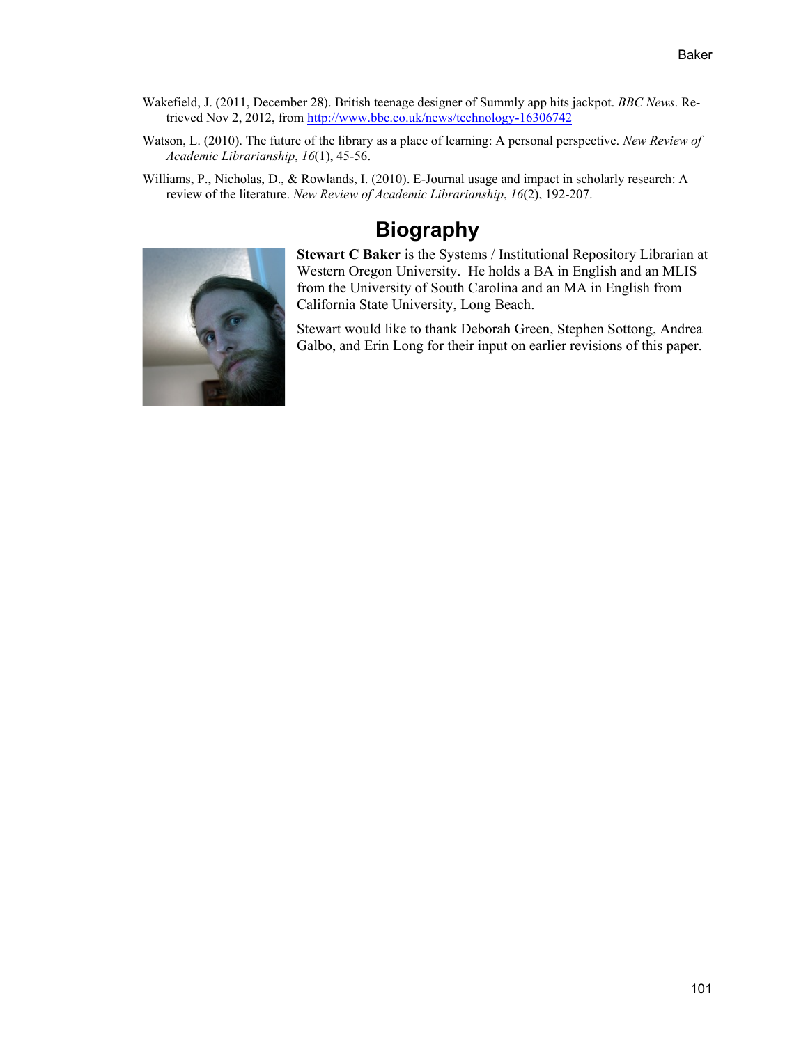Wakefield, J. (2011, December 28). British teenage designer of Summly app hits jackpot. *BBC News*. Retrieved Nov 2, 2012, from http://www.bbc.co.uk/news/technology-16306742

Watson, L. (2010). The future of the library as a place of learning: A personal perspective. *New Review of Academic Librarianship*, *16*(1), 45-56.

Williams, P., Nicholas, D., & Rowlands, I. (2010). E-Journal usage and impact in scholarly research: A review of the literature. *New Review of Academic Librarianship*, *16*(2), 192-207.

# Biography

**Stewart C Baker** is the Systems / Institutional Repository Librarian at Western Oregon University. He holds a BA in English and an MLIS from the University of South Carolina and an MA in English from California State University, Long Beach.

Stewart would like to thank Deborah Green, Stephen Sottong, Andrea Galbo, and Erin Long for their input on earlier revisions of this paper.